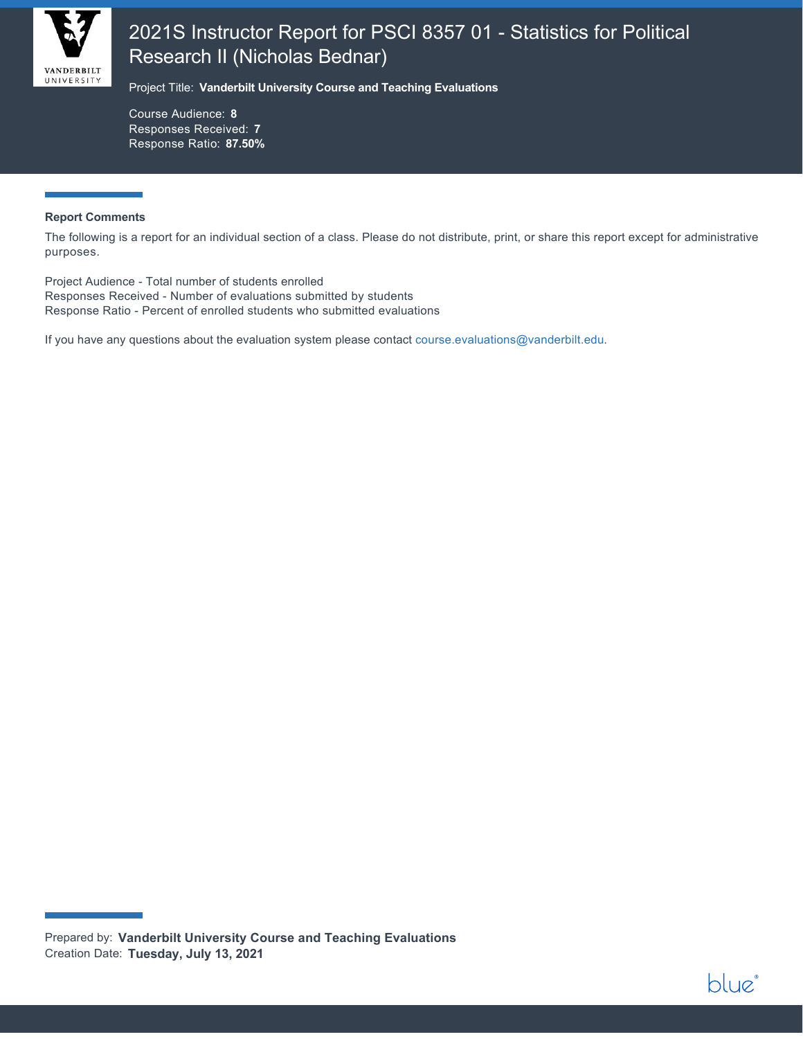# 2021S Instructor Report for PSCI 8357 01 - Statistics for Political Research II (Nicholas Bednar)

Project Title: **Vanderbilt University Course and Teaching Evaluations**

Course Audience: **8**
Responses Received: **7**
Response Ratio: **87.50%**

**Report Comments**

The following is a report for an individual section of a class. Please do not distribute, print, or share this report except for administrative purposes.

Project Audience - Total number of students enrolled
Responses Received - Number of evaluations submitted by students
Response Ratio - Percent of enrolled students who submitted evaluations

If you have any questions about the evaluation system please contact course.evaluations@vanderbilt.edu.

Prepared by: **Vanderbilt University Course and Teaching Evaluations**
Creation Date: **Tuesday, July 13, 2021**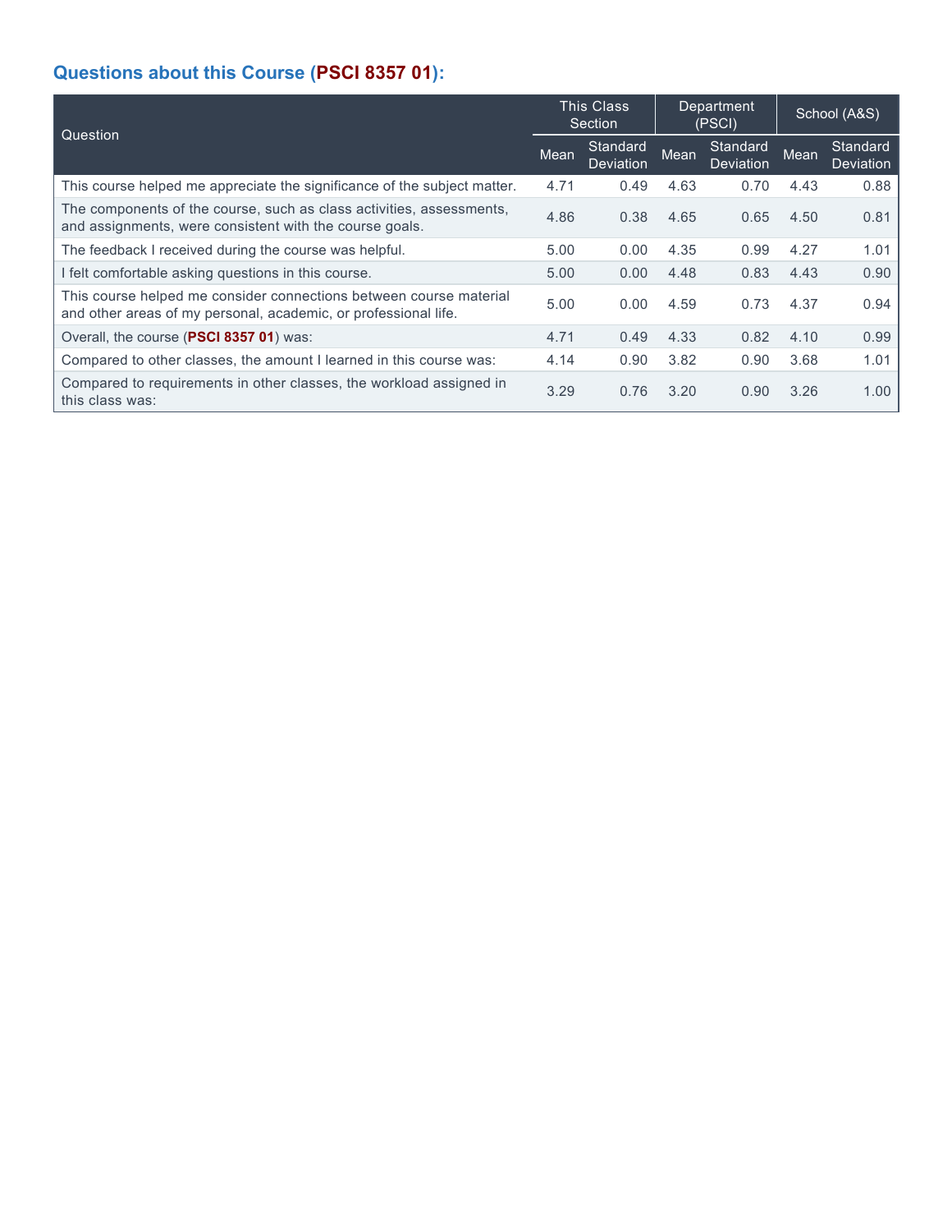## Questions about this Course (PSCI 8357 01):

| Question | This Class Section | | Department (PSCI) | | School (A&S) | |
|---|---|---|---|---|---|---|
| | Mean | Standard Deviation | Mean | Standard Deviation | Mean | Standard Deviation |
| This course helped me appreciate the significance of the subject matter. | 4.71 | 0.49 | 4.63 | 0.70 | 4.43 | 0.88 |
| The components of the course, such as class activities, assessments, and assignments, were consistent with the course goals. | 4.86 | 0.38 | 4.65 | 0.65 | 4.50 | 0.81 |
| The feedback I received during the course was helpful. | 5.00 | 0.00 | 4.35 | 0.99 | 4.27 | 1.01 |
| I felt comfortable asking questions in this course. | 5.00 | 0.00 | 4.48 | 0.83 | 4.43 | 0.90 |
| This course helped me consider connections between course material and other areas of my personal, academic, or professional life. | 5.00 | 0.00 | 4.59 | 0.73 | 4.37 | 0.94 |
| Overall, the course (PSCI 8357 01) was: | 4.71 | 0.49 | 4.33 | 0.82 | 4.10 | 0.99 |
| Compared to other classes, the amount I learned in this course was: | 4.14 | 0.90 | 3.82 | 0.90 | 3.68 | 1.01 |
| Compared to requirements in other classes, the workload assigned in this class was: | 3.29 | 0.76 | 3.20 | 0.90 | 3.26 | 1.00 |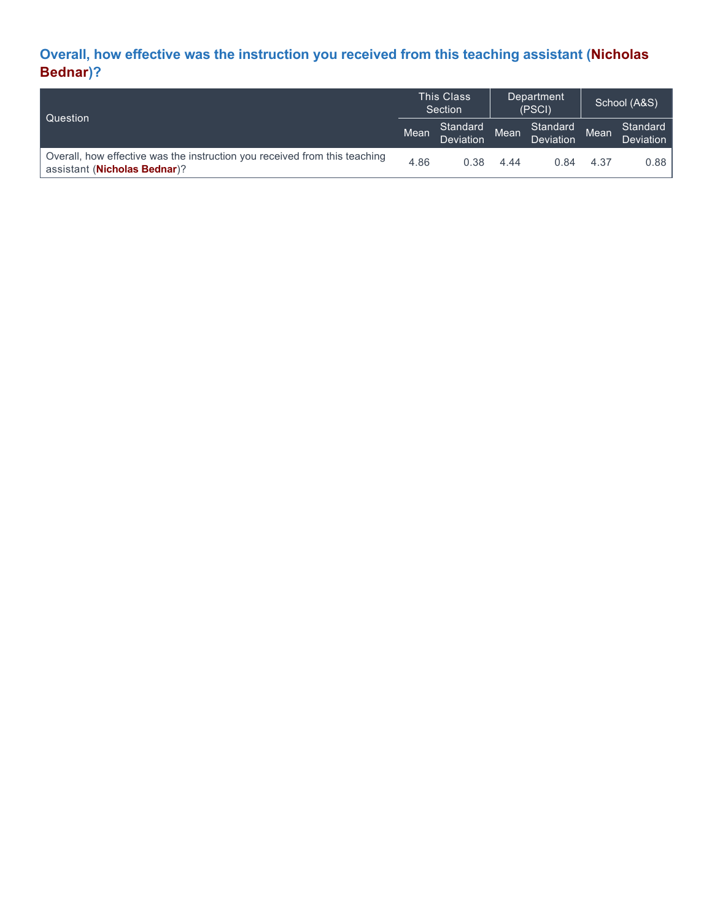## Overall, how effective was the instruction you received from this teaching assistant (Nicholas Bednar)?

| Question | This Class Section | | Department (PSCI) | | School (A&S) | |
|---|---|---|---|---|---|---|
| | Mean | Standard Deviation | Mean | Standard Deviation | Mean | Standard Deviation |
| Overall, how effective was the instruction you received from this teaching assistant (**Nicholas Bednar**)? | 4.86 | 0.38 | 4.44 | 0.84 | 4.37 | 0.88 |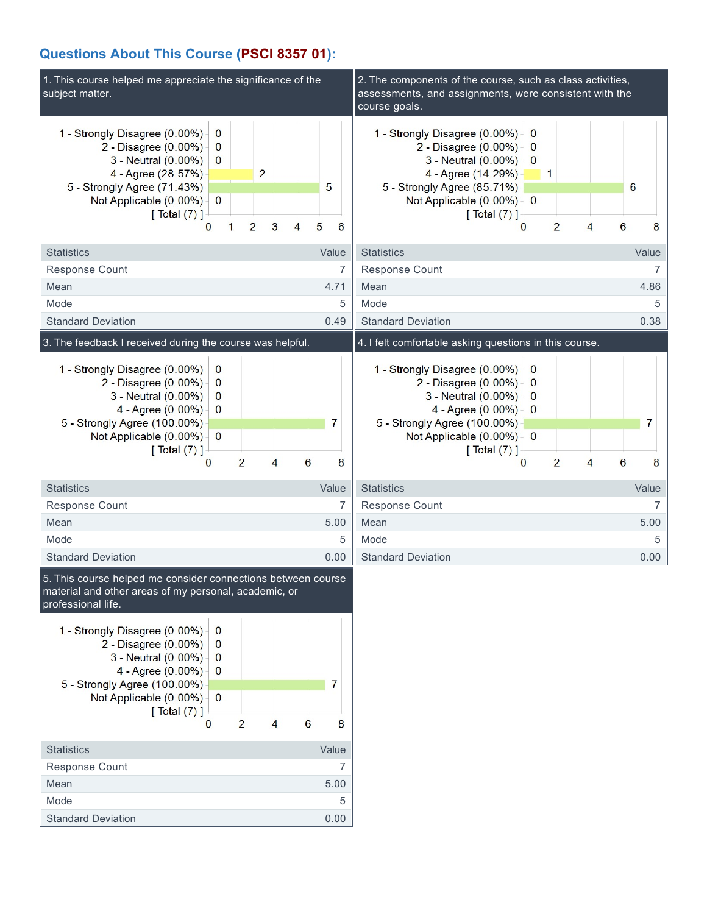## Questions About This Course (PSCI 8357 01):

### 1. This course helped me appreciate the significance of the subject matter.

| Response | Count |
|---|---|
| 1 - Strongly Disagree (0.00%) | 0 |
| 2 - Disagree (0.00%) | 0 |
| 3 - Neutral (0.00%) | 0 |
| 4 - Agree (28.57%) | 2 |
| 5 - Strongly Agree (71.43%) | 5 |
| Not Applicable (0.00%) | 0 |
| [ Total (7) ] | |

| Statistics | Value |
|---|---|
| Response Count | 7 |
| Mean | 4.71 |
| Mode | 5 |
| Standard Deviation | 0.49 |

### 2. The components of the course, such as class activities, assessments, and assignments, were consistent with the course goals.

| Response | Count |
|---|---|
| 1 - Strongly Disagree (0.00%) | 0 |
| 2 - Disagree (0.00%) | 0 |
| 3 - Neutral (0.00%) | 0 |
| 4 - Agree (14.29%) | 1 |
| 5 - Strongly Agree (85.71%) | 6 |
| Not Applicable (0.00%) | 0 |
| [ Total (7) ] | |

| Statistics | Value |
|---|---|
| Response Count | 7 |
| Mean | 4.86 |
| Mode | 5 |
| Standard Deviation | 0.38 |

### 3. The feedback I received during the course was helpful.

| Response | Count |
|---|---|
| 1 - Strongly Disagree (0.00%) | 0 |
| 2 - Disagree (0.00%) | 0 |
| 3 - Neutral (0.00%) | 0 |
| 4 - Agree (0.00%) | 0 |
| 5 - Strongly Agree (100.00%) | 7 |
| Not Applicable (0.00%) | 0 |
| [ Total (7) ] | |

| Statistics | Value |
|---|---|
| Response Count | 7 |
| Mean | 5.00 |
| Mode | 5 |
| Standard Deviation | 0.00 |

### 4. I felt comfortable asking questions in this course.

| Response | Count |
|---|---|
| 1 - Strongly Disagree (0.00%) | 0 |
| 2 - Disagree (0.00%) | 0 |
| 3 - Neutral (0.00%) | 0 |
| 4 - Agree (0.00%) | 0 |
| 5 - Strongly Agree (100.00%) | 7 |
| Not Applicable (0.00%) | 0 |
| [ Total (7) ] | |

| Statistics | Value |
|---|---|
| Response Count | 7 |
| Mean | 5.00 |
| Mode | 5 |
| Standard Deviation | 0.00 |

### 5. This course helped me consider connections between course material and other areas of my personal, academic, or professional life.

| Response | Count |
|---|---|
| 1 - Strongly Disagree (0.00%) | 0 |
| 2 - Disagree (0.00%) | 0 |
| 3 - Neutral (0.00%) | 0 |
| 4 - Agree (0.00%) | 0 |
| 5 - Strongly Agree (100.00%) | 7 |
| Not Applicable (0.00%) | 0 |
| [ Total (7) ] | |

| Statistics | Value |
|---|---|
| Response Count | 7 |
| Mean | 5.00 |
| Mode | 5 |
| Standard Deviation | 0.00 |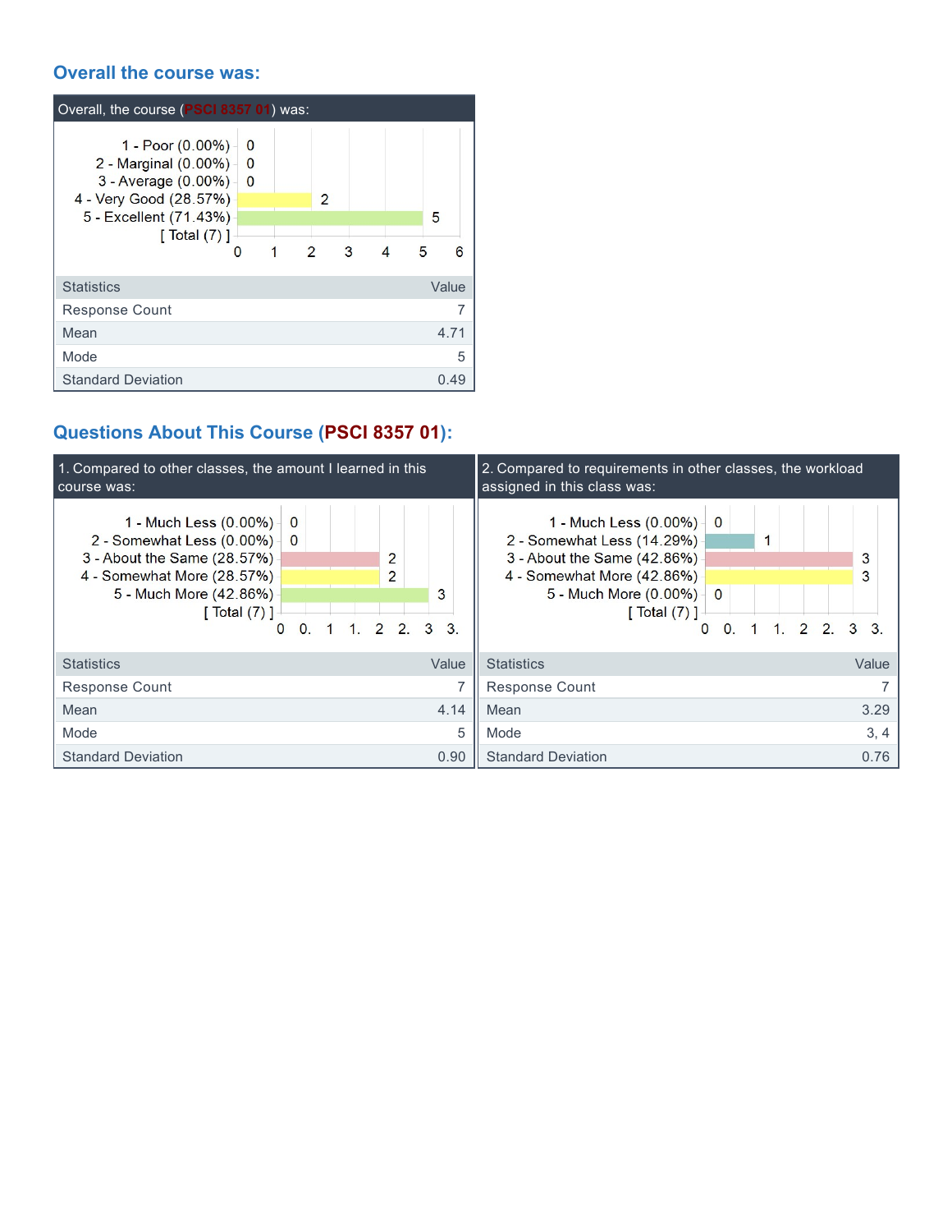## Overall the course was:

**Overall, the course (PSCI 8357 01) was:**

| Response | Count |
|---|---|
| 1 - Poor (0.00%) | 0 |
| 2 - Marginal (0.00%) | 0 |
| 3 - Average (0.00%) | 0 |
| 4 - Very Good (28.57%) | 2 |
| 5 - Excellent (71.43%) | 5 |
| [ Total (7) ] | |

| Statistics | Value |
|---|---|
| Response Count | 7 |
| Mean | 4.71 |
| Mode | 5 |
| Standard Deviation | 0.49 |

## Questions About This Course (PSCI 8357 01):

**1. Compared to other classes, the amount I learned in this course was:**

| Response | Count |
|---|---|
| 1 - Much Less (0.00%) | 0 |
| 2 - Somewhat Less (0.00%) | 0 |
| 3 - About the Same (28.57%) | 2 |
| 4 - Somewhat More (28.57%) | 2 |
| 5 - Much More (42.86%) | 3 |
| [ Total (7) ] | |

| Statistics | Value |
|---|---|
| Response Count | 7 |
| Mean | 4.14 |
| Mode | 5 |
| Standard Deviation | 0.90 |

**2. Compared to requirements in other classes, the workload assigned in this class was:**

| Response | Count |
|---|---|
| 1 - Much Less (0.00%) | 0 |
| 2 - Somewhat Less (14.29%) | 1 |
| 3 - About the Same (42.86%) | 3 |
| 4 - Somewhat More (42.86%) | 3 |
| 5 - Much More (0.00%) | 0 |
| [ Total (7) ] | |

| Statistics | Value |
|---|---|
| Response Count | 7 |
| Mean | 3.29 |
| Mode | 3, 4 |
| Standard Deviation | 0.76 |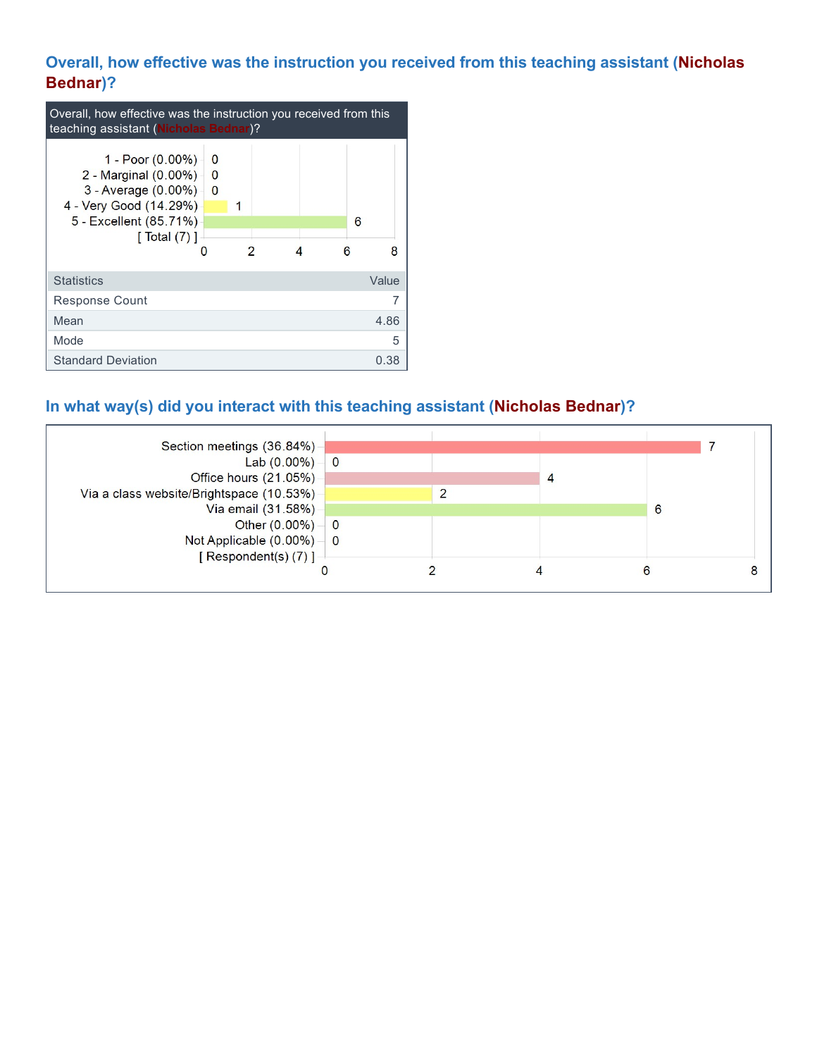## Overall, how effective was the instruction you received from this teaching assistant (Nicholas Bednar)?

Overall, how effective was the instruction you received from this teaching assistant (Nicholas Bednar)?

| Response | Count |
|---|---|
| 1 - Poor (0.00%) | 0 |
| 2 - Marginal (0.00%) | 0 |
| 3 - Average (0.00%) | 0 |
| 4 - Very Good (14.29%) | 1 |
| 5 - Excellent (85.71%) | 6 |
| [ Total (7) ] | |

| Statistics | Value |
|---|---|
| Response Count | 7 |
| Mean | 4.86 |
| Mode | 5 |
| Standard Deviation | 0.38 |

## In what way(s) did you interact with this teaching assistant (Nicholas Bednar)?

| Response | Count |
|---|---|
| Section meetings (36.84%) | 7 |
| Lab (0.00%) | 0 |
| Office hours (21.05%) | 4 |
| Via a class website/Brightspace (10.53%) | 2 |
| Via email (31.58%) | 6 |
| Other (0.00%) | 0 |
| Not Applicable (0.00%) | 0 |
| [ Respondent(s) (7) ] | |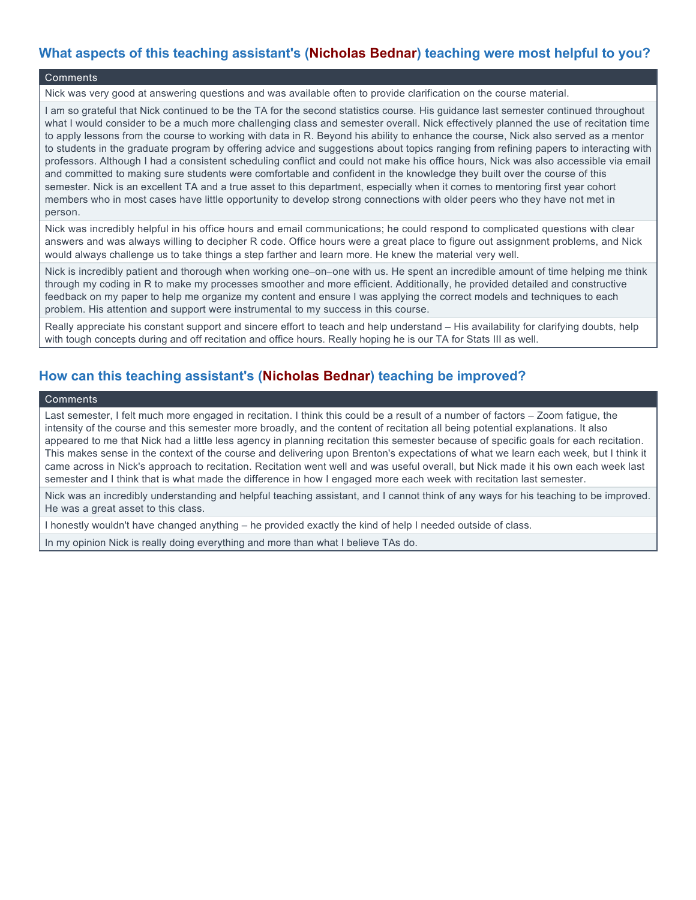## What aspects of this teaching assistant's (Nicholas Bednar) teaching were most helpful to you?

| Comments |
| --- |
| Nick was very good at answering questions and was available often to provide clarification on the course material. |
| I am so grateful that Nick continued to be the TA for the second statistics course. His guidance last semester continued throughout what I would consider to be a much more challenging class and semester overall. Nick effectively planned the use of recitation time to apply lessons from the course to working with data in R. Beyond his ability to enhance the course, Nick also served as a mentor to students in the graduate program by offering advice and suggestions about topics ranging from refining papers to interacting with professors. Although I had a consistent scheduling conflict and could not make his office hours, Nick was also accessible via email and committed to making sure students were comfortable and confident in the knowledge they built over the course of this semester. Nick is an excellent TA and a true asset to this department, especially when it comes to mentoring first year cohort members who in most cases have little opportunity to develop strong connections with older peers who they have not met in person. |
| Nick was incredibly helpful in his office hours and email communications; he could respond to complicated questions with clear answers and was always willing to decipher R code. Office hours were a great place to figure out assignment problems, and Nick would always challenge us to take things a step farther and learn more. He knew the material very well. |
| Nick is incredibly patient and thorough when working one–on–one with us. He spent an incredible amount of time helping me think through my coding in R to make my processes smoother and more efficient. Additionally, he provided detailed and constructive feedback on my paper to help me organize my content and ensure I was applying the correct models and techniques to each problem. His attention and support were instrumental to my success in this course. |
| Really appreciate his constant support and sincere effort to teach and help understand – His availability for clarifying doubts, help with tough concepts during and off recitation and office hours. Really hoping he is our TA for Stats III as well. |

## How can this teaching assistant's (Nicholas Bednar) teaching be improved?

| Comments |
| --- |
| Last semester, I felt much more engaged in recitation. I think this could be a result of a number of factors – Zoom fatigue, the intensity of the course and this semester more broadly, and the content of recitation all being potential explanations. It also appeared to me that Nick had a little less agency in planning recitation this semester because of specific goals for each recitation. This makes sense in the context of the course and delivering upon Brenton's expectations of what we learn each week, but I think it came across in Nick's approach to recitation. Recitation went well and was useful overall, but Nick made it his own each week last semester and I think that is what made the difference in how I engaged more each week with recitation last semester. |
| Nick was an incredibly understanding and helpful teaching assistant, and I cannot think of any ways for his teaching to be improved. He was a great asset to this class. |
| I honestly wouldn't have changed anything – he provided exactly the kind of help I needed outside of class. |
| In my opinion Nick is really doing everything and more than what I believe TAs do. |